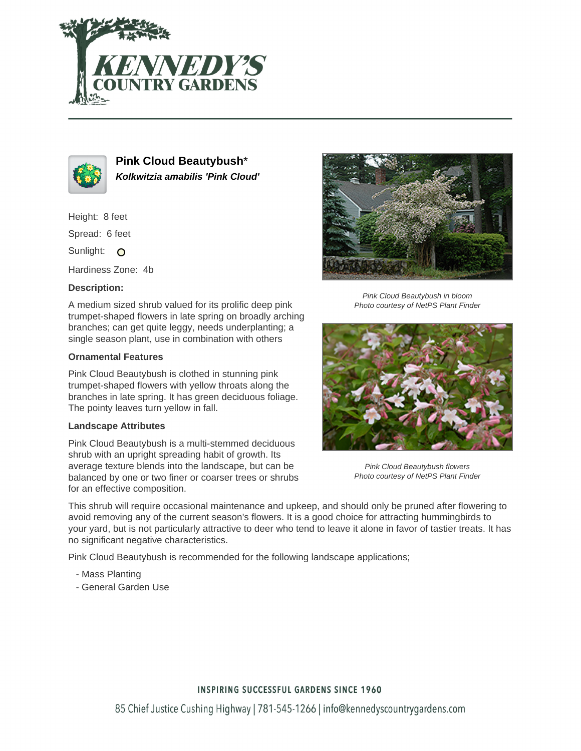# Pink Cloud Beautybush*

***Kolkwitzia amabilis 'Pink Cloud'***

Height: 8 feet

Spread: 6 feet

Sunlight: ○

Hardiness Zone: 4b

### Description:

A medium sized shrub valued for its prolific deep pink trumpet-shaped flowers in late spring on broadly arching branches; can get quite leggy, needs underplanting; a single season plant, use in combination with others

### Ornamental Features

Pink Cloud Beautybush is clothed in stunning pink trumpet-shaped flowers with yellow throats along the branches in late spring. It has green deciduous foliage. The pointy leaves turn yellow in fall.

### Landscape Attributes

Pink Cloud Beautybush is a multi-stemmed deciduous shrub with an upright spreading habit of growth. Its average texture blends into the landscape, but can be balanced by one or two finer or coarser trees or shrubs for an effective composition.

This shrub will require occasional maintenance and upkeep, and should only be pruned after flowering to avoid removing any of the current season's flowers. It is a good choice for attracting hummingbirds to your yard, but is not particularly attractive to deer who tend to leave it alone in favor of tastier treats. It has no significant negative characteristics.

Pink Cloud Beautybush is recommended for the following landscape applications;

- Mass Planting
- General Garden Use

*Pink Cloud Beautybush in bloom*
*Photo courtesy of NetPS Plant Finder*

*Pink Cloud Beautybush flowers*
*Photo courtesy of NetPS Plant Finder*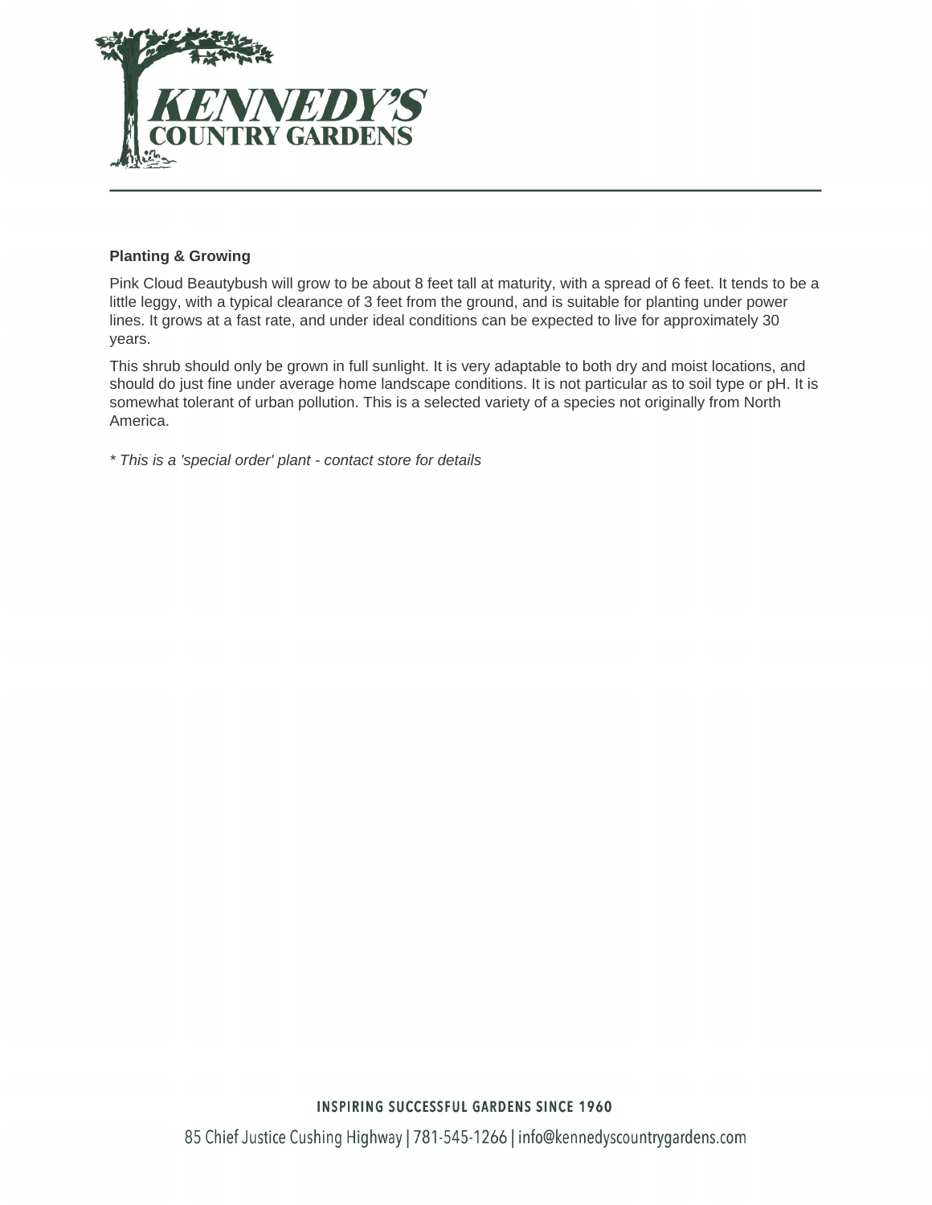**Planting & Growing**

Pink Cloud Beautybush will grow to be about 8 feet tall at maturity, with a spread of 6 feet. It tends to be a little leggy, with a typical clearance of 3 feet from the ground, and is suitable for planting under power lines. It grows at a fast rate, and under ideal conditions can be expected to live for approximately 30 years.

This shrub should only be grown in full sunlight. It is very adaptable to both dry and moist locations, and should do just fine under average home landscape conditions. It is not particular as to soil type or pH. It is somewhat tolerant of urban pollution. This is a selected variety of a species not originally from North America.

*\* This is a 'special order' plant - contact store for details*